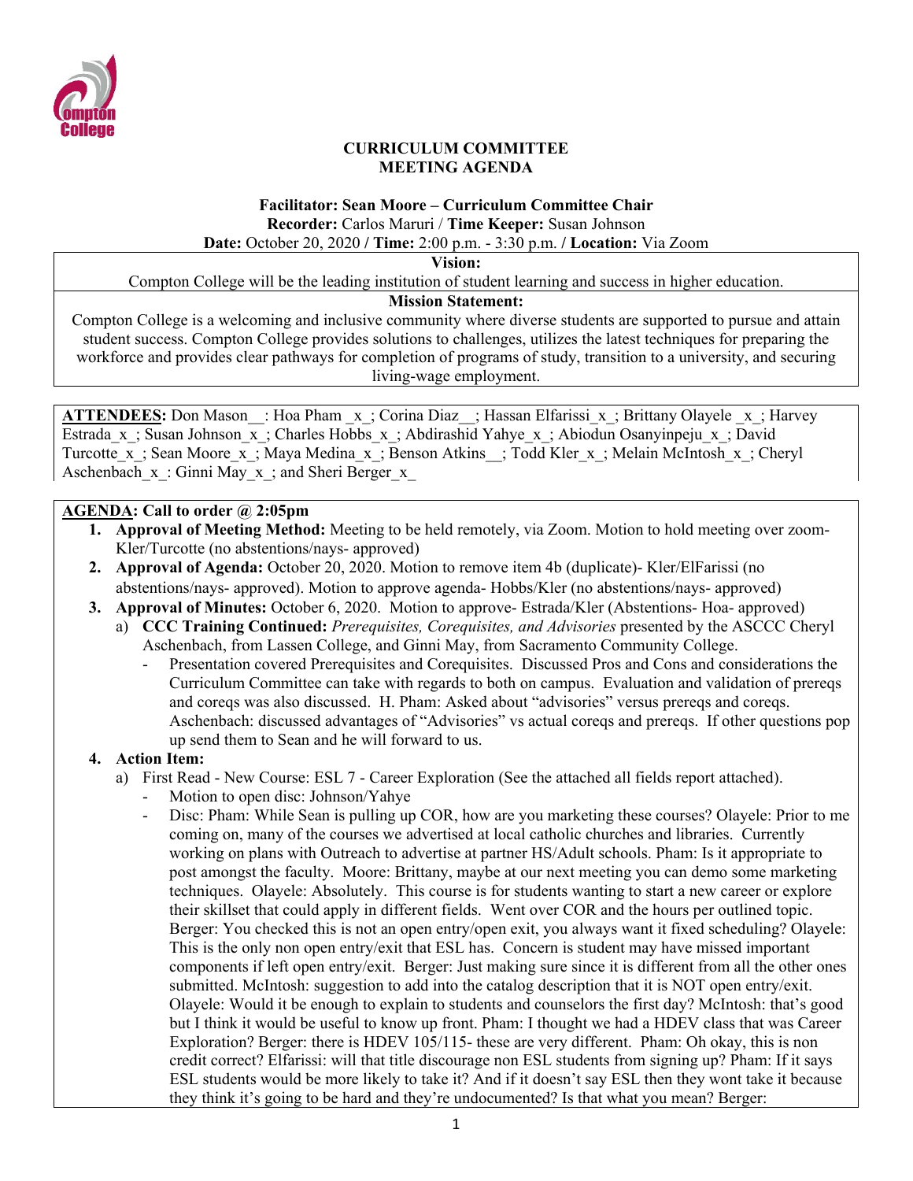**CURRICULUM COMMITTEE**
**MEETING AGENDA**

**Facilitator: Sean Moore – Curriculum Committee Chair**
**Recorder:** Carlos Maruri / **Time Keeper:** Susan Johnson
**Date:** October 20, 2020 / **Time:** 2:00 p.m. - 3:30 p.m. / **Location:** Via Zoom

**Vision:**
Compton College will be the leading institution of student learning and success in higher education.

**Mission Statement:**
Compton College is a welcoming and inclusive community where diverse students are supported to pursue and attain student success. Compton College provides solutions to challenges, utilizes the latest techniques for preparing the workforce and provides clear pathways for completion of programs of study, transition to a university, and securing living-wage employment.

**ATTENDEES:** Don Mason__: Hoa Pham _x_; Corina Diaz__; Hassan Elfarissi_x_; Brittany Olayele _x_; Harvey Estrada_x_; Susan Johnson_x_; Charles Hobbs_x_; Abdirashid Yahye_x_; Abiodun Osanyinpeju_x_; David Turcotte_x_; Sean Moore_x_; Maya Medina_x_; Benson Atkins__; Todd Kler_x_; Melain McIntosh_x_; Cheryl Aschenbach_x_: Ginni May_x_; and Sheri Berger_x_

**AGENDA: Call to order @ 2:05pm**

1. **Approval of Meeting Method:** Meeting to be held remotely, via Zoom. Motion to hold meeting over zoom- Kler/Turcotte (no abstentions/nays- approved)
2. **Approval of Agenda:** October 20, 2020. Motion to remove item 4b (duplicate)- Kler/ElFarissi (no abstentions/nays- approved). Motion to approve agenda- Hobbs/Kler (no abstentions/nays- approved)
3. **Approval of Minutes:** October 6, 2020. Motion to approve- Estrada/Kler (Abstentions- Hoa- approved)
   a) **CCC Training Continued:** *Prerequisites, Corequisites, and Advisories* presented by the ASCCC Cheryl Aschenbach, from Lassen College, and Ginni May, from Sacramento Community College.
      - Presentation covered Prerequisites and Corequisites. Discussed Pros and Cons and considerations the Curriculum Committee can take with regards to both on campus. Evaluation and validation of prereqs and coreqs was also discussed. H. Pham: Asked about "advisories" versus prereqs and coreqs. Aschenbach: discussed advantages of "Advisories" vs actual coreqs and prereqs. If other questions pop up send them to Sean and he will forward to us.
4. **Action Item:**
   a) First Read - New Course: ESL 7 - Career Exploration (See the attached all fields report attached).
      - Motion to open disc: Johnson/Yahye
      - Disc: Pham: While Sean is pulling up COR, how are you marketing these courses? Olayele: Prior to me coming on, many of the courses we advertised at local catholic churches and libraries. Currently working on plans with Outreach to advertise at partner HS/Adult schools. Pham: Is it appropriate to post amongst the faculty. Moore: Brittany, maybe at our next meeting you can demo some marketing techniques. Olayele: Absolutely. This course is for students wanting to start a new career or explore their skillset that could apply in different fields. Went over COR and the hours per outlined topic. Berger: You checked this is not an open entry/open exit, you always want it fixed scheduling? Olayele: This is the only non open entry/exit that ESL has. Concern is student may have missed important components if left open entry/exit. Berger: Just making sure since it is different from all the other ones submitted. McIntosh: suggestion to add into the catalog description that it is NOT open entry/exit. Olayele: Would it be enough to explain to students and counselors the first day? McIntosh: that's good but I think it would be useful to know up front. Pham: I thought we had a HDEV class that was Career Exploration? Berger: there is HDEV 105/115- these are very different. Pham: Oh okay, this is non credit correct? Elfarissi: will that title discourage non ESL students from signing up? Pham: If it says ESL students would be more likely to take it? And if it doesn't say ESL then they wont take it because they think it's going to be hard and they're undocumented? Is that what you mean? Berger: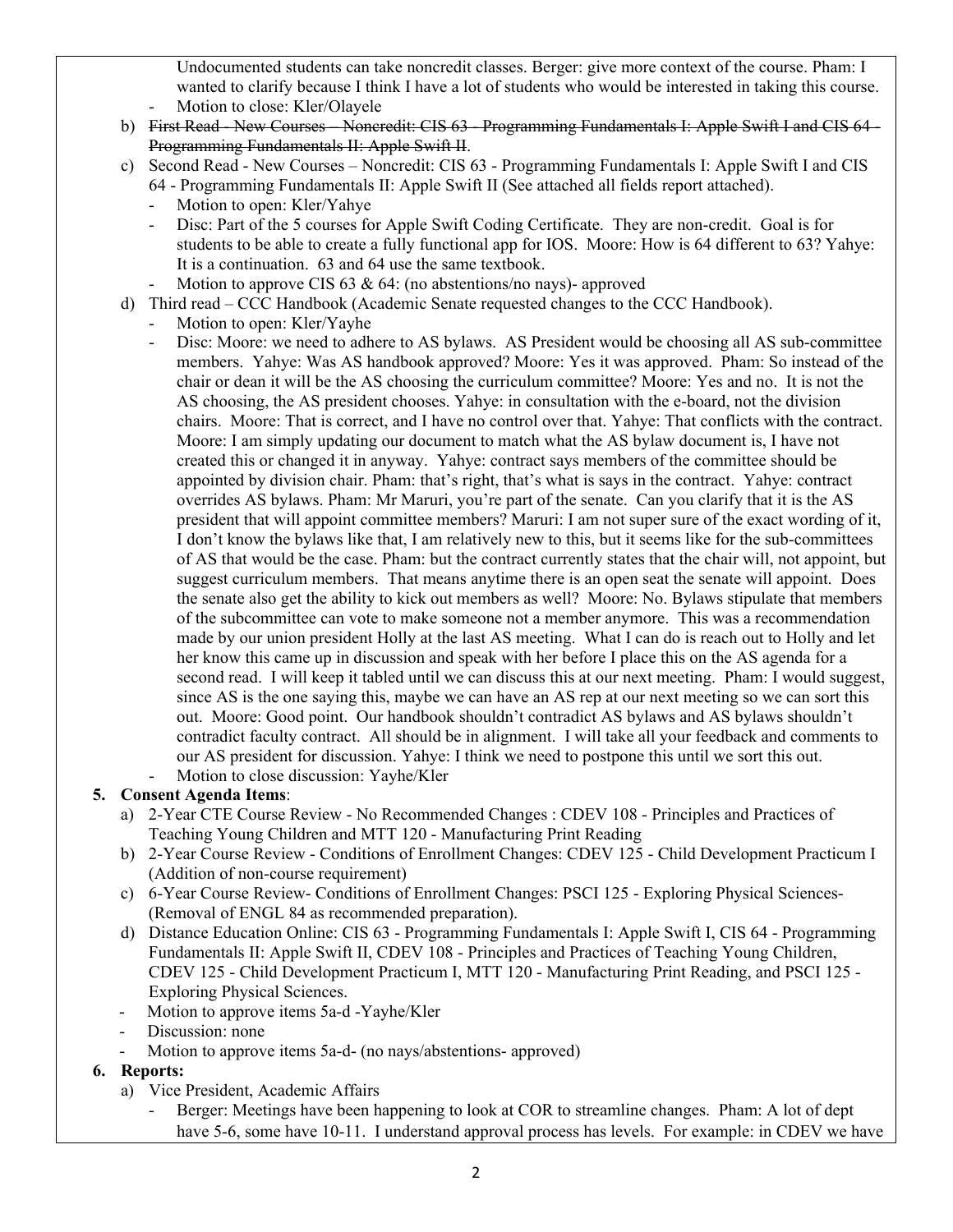Undocumented students can take noncredit classes. Berger: give more context of the course. Pham: I wanted to clarify because I think I have a lot of students who would be interested in taking this course.
  - Motion to close: Kler/Olayele
  
b) ~~First Read - New Courses – Noncredit: CIS 63 - Programming Fundamentals I: Apple Swift I and CIS 64 - Programming Fundamentals II: Apple Swift II~~.

c) Second Read - New Courses – Noncredit: CIS 63 - Programming Fundamentals I: Apple Swift I and CIS 64 - Programming Fundamentals II: Apple Swift II (See attached all fields report attached).
  - Motion to open: Kler/Yahye
  - Disc: Part of the 5 courses for Apple Swift Coding Certificate. They are non-credit. Goal is for students to be able to create a fully functional app for IOS. Moore: How is 64 different to 63? Yahye: It is a continuation. 63 and 64 use the same textbook.
  - Motion to approve CIS 63 & 64: (no abstentions/no nays)- approved

d) Third read – CCC Handbook (Academic Senate requested changes to the CCC Handbook).
  - Motion to open: Kler/Yayhe
  - Disc: Moore: we need to adhere to AS bylaws. AS President would be choosing all AS sub-committee members. Yahye: Was AS handbook approved? Moore: Yes it was approved. Pham: So instead of the chair or dean it will be the AS choosing the curriculum committee? Moore: Yes and no. It is not the AS choosing, the AS president chooses. Yahye: in consultation with the e-board, not the division chairs. Moore: That is correct, and I have no control over that. Yahye: That conflicts with the contract. Moore: I am simply updating our document to match what the AS bylaw document is, I have not created this or changed it in anyway. Yahye: contract says members of the committee should be appointed by division chair. Pham: that's right, that's what is says in the contract. Yahye: contract overrides AS bylaws. Pham: Mr Maruri, you're part of the senate. Can you clarify that it is the AS president that will appoint committee members? Maruri: I am not super sure of the exact wording of it, I don't know the bylaws like that, I am relatively new to this, but it seems like for the sub-committees of AS that would be the case. Pham: but the contract currently states that the chair will, not appoint, but suggest curriculum members. That means anytime there is an open seat the senate will appoint. Does the senate also get the ability to kick out members as well? Moore: No. Bylaws stipulate that members of the subcommittee can vote to make someone not a member anymore. This was a recommendation made by our union president Holly at the last AS meeting. What I can do is reach out to Holly and let her know this came up in discussion and speak with her before I place this on the AS agenda for a second read. I will keep it tabled until we can discuss this at our next meeting. Pham: I would suggest, since AS is the one saying this, maybe we can have an AS rep at our next meeting so we can sort this out. Moore: Good point. Our handbook shouldn't contradict AS bylaws and AS bylaws shouldn't contradict faculty contract. All should be in alignment. I will take all your feedback and comments to our AS president for discussion. Yahye: I think we need to postpone this until we sort this out.
  - Motion to close discussion: Yayhe/Kler

**5. Consent Agenda Items**:

a) 2-Year CTE Course Review - No Recommended Changes : CDEV 108 - Principles and Practices of Teaching Young Children and MTT 120 - Manufacturing Print Reading

b) 2-Year Course Review - Conditions of Enrollment Changes: CDEV 125 - Child Development Practicum I (Addition of non-course requirement)

c) 6-Year Course Review- Conditions of Enrollment Changes: PSCI 125 - Exploring Physical Sciences- (Removal of ENGL 84 as recommended preparation).

d) Distance Education Online: CIS 63 - Programming Fundamentals I: Apple Swift I, CIS 64 - Programming Fundamentals II: Apple Swift II, CDEV 108 - Principles and Practices of Teaching Young Children, CDEV 125 - Child Development Practicum I, MTT 120 - Manufacturing Print Reading, and PSCI 125 - Exploring Physical Sciences.

- Motion to approve items 5a-d -Yayhe/Kler
- Discussion: none
- Motion to approve items 5a-d- (no nays/abstentions- approved)

**6. Reports:**

a) Vice President, Academic Affairs
  - Berger: Meetings have been happening to look at COR to streamline changes. Pham: A lot of dept have 5-6, some have 10-11. I understand approval process has levels. For example: in CDEV we have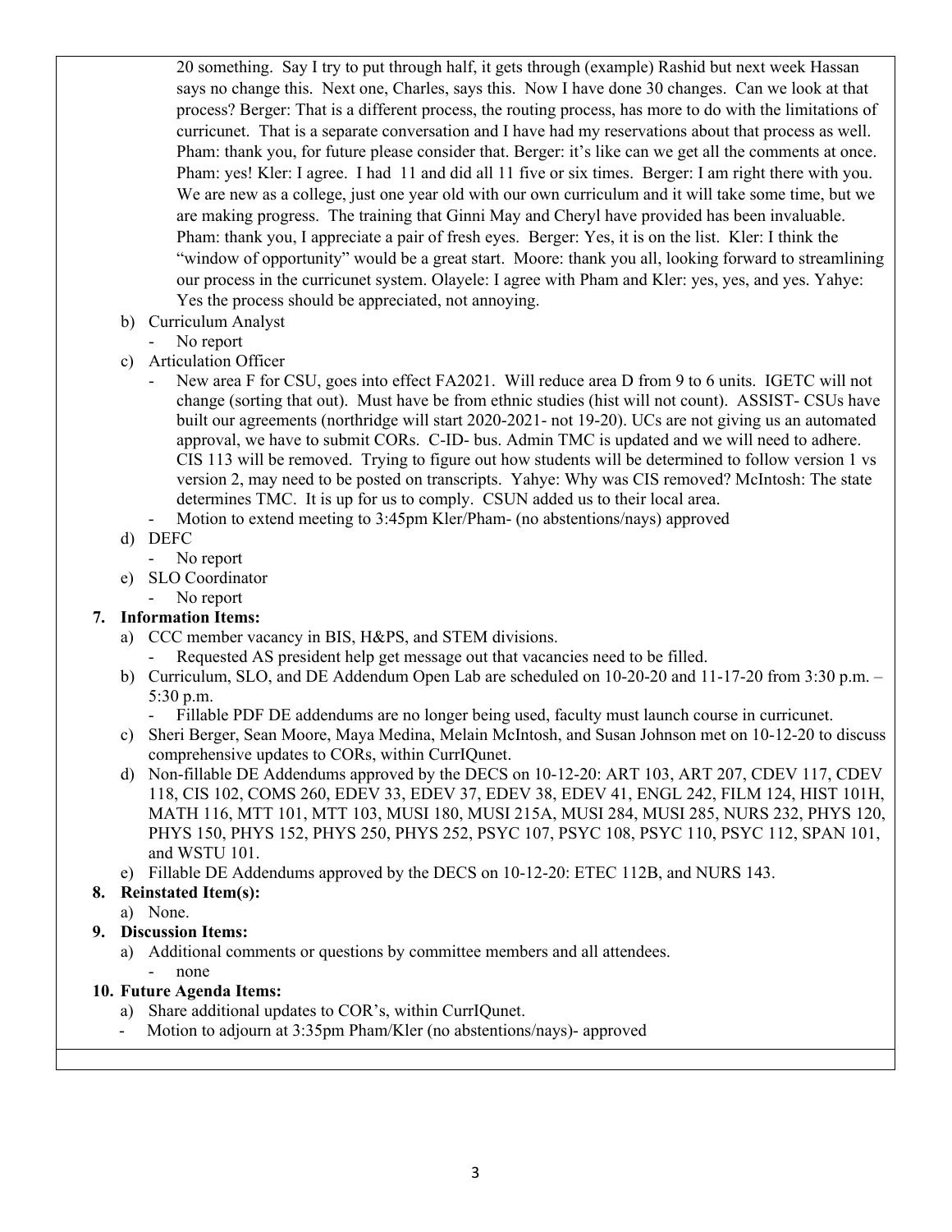20 something. Say I try to put through half, it gets through (example) Rashid but next week Hassan says no change this. Next one, Charles, says this. Now I have done 30 changes. Can we look at that process? Berger: That is a different process, the routing process, has more to do with the limitations of curricunet. That is a separate conversation and I have had my reservations about that process as well. Pham: thank you, for future please consider that. Berger: it's like can we get all the comments at once. Pham: yes! Kler: I agree. I had 11 and did all 11 five or six times. Berger: I am right there with you. We are new as a college, just one year old with our own curriculum and it will take some time, but we are making progress. The training that Ginni May and Cheryl have provided has been invaluable. Pham: thank you, I appreciate a pair of fresh eyes. Berger: Yes, it is on the list. Kler: I think the "window of opportunity" would be a great start. Moore: thank you all, looking forward to streamlining our process in the curricunet system. Olayele: I agree with Pham and Kler: yes, yes, and yes. Yahye: Yes the process should be appreciated, not annoying.

b) Curriculum Analyst
   - No report

c) Articulation Officer
   - New area F for CSU, goes into effect FA2021. Will reduce area D from 9 to 6 units. IGETC will not change (sorting that out). Must have be from ethnic studies (hist will not count). ASSIST- CSUs have built our agreements (northridge will start 2020-2021- not 19-20). UCs are not giving us an automated approval, we have to submit CORs. C-ID- bus. Admin TMC is updated and we will need to adhere. CIS 113 will be removed. Trying to figure out how students will be determined to follow version 1 vs version 2, may need to be posted on transcripts. Yahye: Why was CIS removed? McIntosh: The state determines TMC. It is up for us to comply. CSUN added us to their local area.
   - Motion to extend meeting to 3:45pm Kler/Pham- (no abstentions/nays) approved

d) DEFC
   - No report

e) SLO Coordinator
   - No report

**7. Information Items:**

a) CCC member vacancy in BIS, H&PS, and STEM divisions.
   - Requested AS president help get message out that vacancies need to be filled.

b) Curriculum, SLO, and DE Addendum Open Lab are scheduled on 10-20-20 and 11-17-20 from 3:30 p.m. – 5:30 p.m.
   - Fillable PDF DE addendums are no longer being used, faculty must launch course in curricunet.

c) Sheri Berger, Sean Moore, Maya Medina, Melain McIntosh, and Susan Johnson met on 10-12-20 to discuss comprehensive updates to CORs, within CurrIQunet.

d) Non-fillable DE Addendums approved by the DECS on 10-12-20: ART 103, ART 207, CDEV 117, CDEV 118, CIS 102, COMS 260, EDEV 33, EDEV 37, EDEV 38, EDEV 41, ENGL 242, FILM 124, HIST 101H, MATH 116, MTT 101, MTT 103, MUSI 180, MUSI 215A, MUSI 284, MUSI 285, NURS 232, PHYS 120, PHYS 150, PHYS 152, PHYS 250, PHYS 252, PSYC 107, PSYC 108, PSYC 110, PSYC 112, SPAN 101, and WSTU 101.

e) Fillable DE Addendums approved by the DECS on 10-12-20: ETEC 112B, and NURS 143.

**8. Reinstated Item(s):**

a) None.

**9. Discussion Items:**

a) Additional comments or questions by committee members and all attendees.
   - none

**10. Future Agenda Items:**

a) Share additional updates to COR's, within CurrIQunet.

- Motion to adjourn at 3:35pm Pham/Kler (no abstentions/nays)- approved